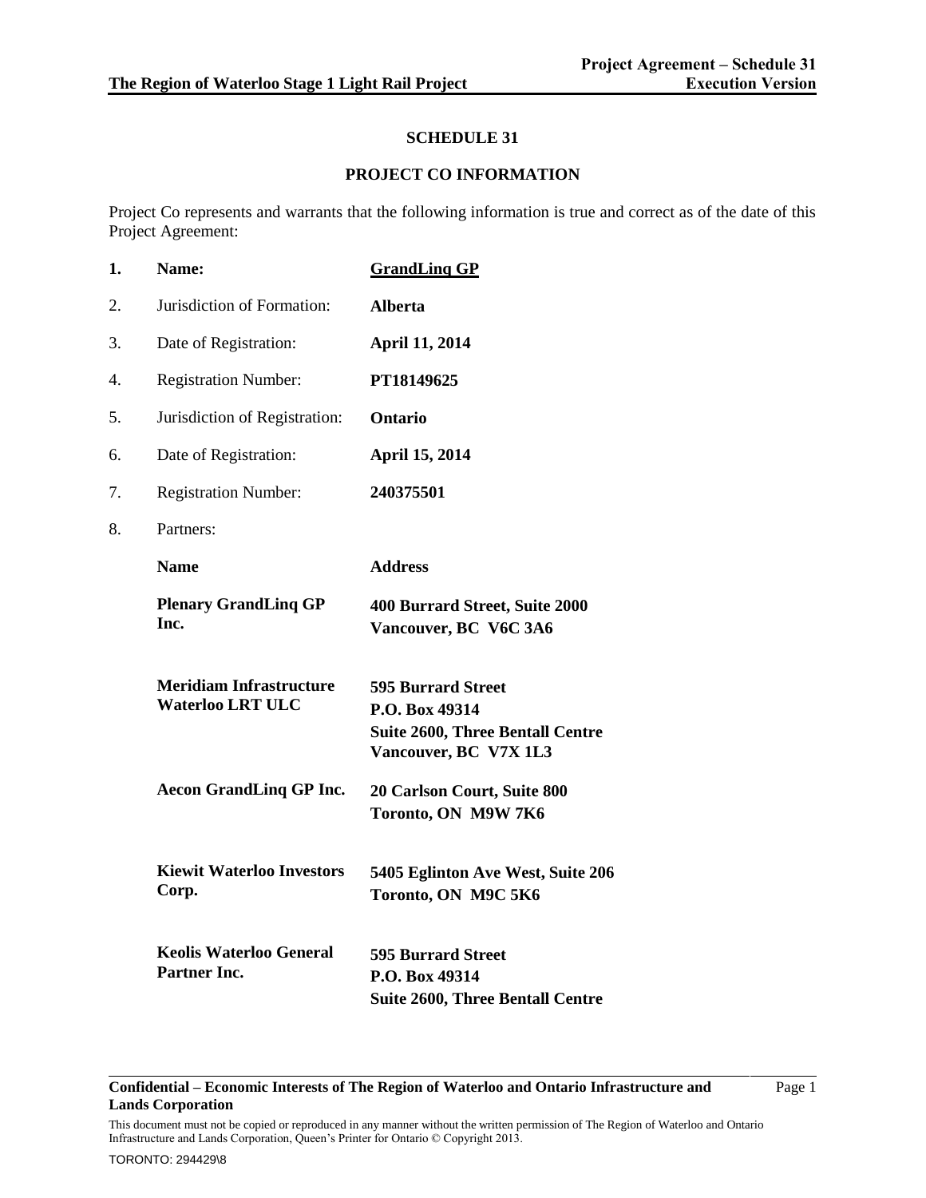# SCHEDULE 31

## PROJECT CO INFORMATION

Project Co represents and warrants that the following information is true and correct as of the date of this Project Agreement:

1. **Name:** **GrandLinq GP**
2. Jurisdiction of Formation: **Alberta**
3. Date of Registration: **April 11, 2014**
4. Registration Number: **PT18149625**
5. Jurisdiction of Registration: **Ontario**
6. Date of Registration: **April 15, 2014**
7. Registration Number: **240375501**
8. Partners:

| Name | Address |
| --- | --- |
| **Plenary GrandLinq GP Inc.** | **400 Burrard Street, Suite 2000 Vancouver, BC V6C 3A6** |
| **Meridiam Infrastructure Waterloo LRT ULC** | **595 Burrard Street P.O. Box 49314 Suite 2600, Three Bentall Centre Vancouver, BC V7X 1L3** |
| **Aecon GrandLinq GP Inc.** | **20 Carlson Court, Suite 800 Toronto, ON M9W 7K6** |
| **Kiewit Waterloo Investors Corp.** | **5405 Eglinton Ave West, Suite 206 Toronto, ON M9C 5K6** |
| **Keolis Waterloo General Partner Inc.** | **595 Burrard Street P.O. Box 49314 Suite 2600, Three Bentall Centre** |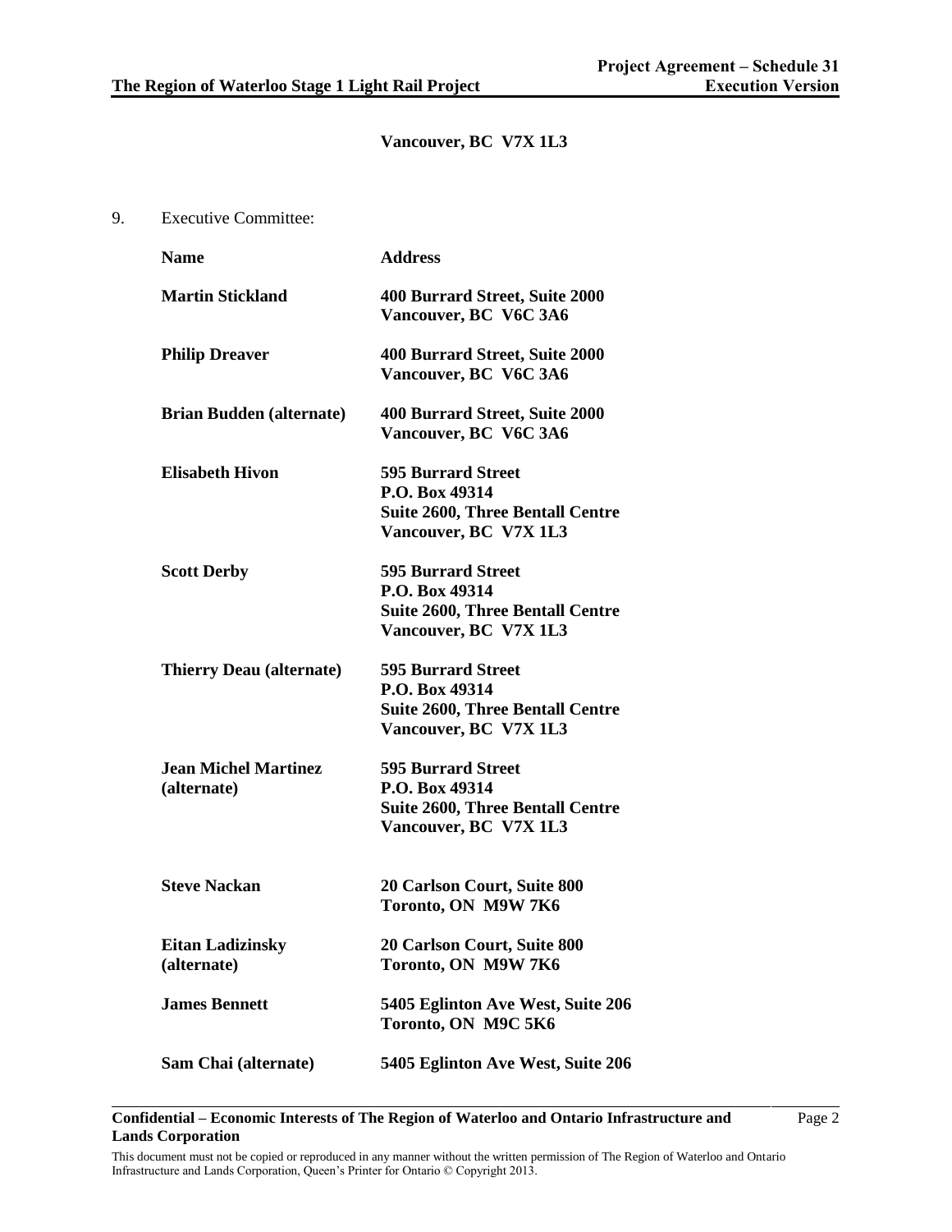**Vancouver, BC V7X 1L3**

9. Executive Committee:

| Name | Address |
|---|---|
| **Martin Stickland** | **400 Burrard Street, Suite 2000**<br>**Vancouver, BC V6C 3A6** |
| **Philip Dreaver** | **400 Burrard Street, Suite 2000**<br>**Vancouver, BC V6C 3A6** |
| **Brian Budden (alternate)** | **400 Burrard Street, Suite 2000**<br>**Vancouver, BC V6C 3A6** |
| **Elisabeth Hivon** | **595 Burrard Street**<br>**P.O. Box 49314**<br>**Suite 2600, Three Bentall Centre**<br>**Vancouver, BC V7X 1L3** |
| **Scott Derby** | **595 Burrard Street**<br>**P.O. Box 49314**<br>**Suite 2600, Three Bentall Centre**<br>**Vancouver, BC V7X 1L3** |
| **Thierry Deau (alternate)** | **595 Burrard Street**<br>**P.O. Box 49314**<br>**Suite 2600, Three Bentall Centre**<br>**Vancouver, BC V7X 1L3** |
| **Jean Michel Martinez (alternate)** | **595 Burrard Street**<br>**P.O. Box 49314**<br>**Suite 2600, Three Bentall Centre**<br>**Vancouver, BC V7X 1L3** |
| **Steve Nackan** | **20 Carlson Court, Suite 800**<br>**Toronto, ON M9W 7K6** |
| **Eitan Ladizinsky (alternate)** | **20 Carlson Court, Suite 800**<br>**Toronto, ON M9W 7K6** |
| **James Bennett** | **5405 Eglinton Ave West, Suite 206**<br>**Toronto, ON M9C 5K6** |
| **Sam Chai (alternate)** | **5405 Eglinton Ave West, Suite 206** |

**Confidential – Economic Interests of The Region of Waterloo and Ontario Infrastructure and Lands Corporation**

This document must not be copied or reproduced in any manner without the written permission of The Region of Waterloo and Ontario Infrastructure and Lands Corporation, Queen's Printer for Ontario © Copyright 2013.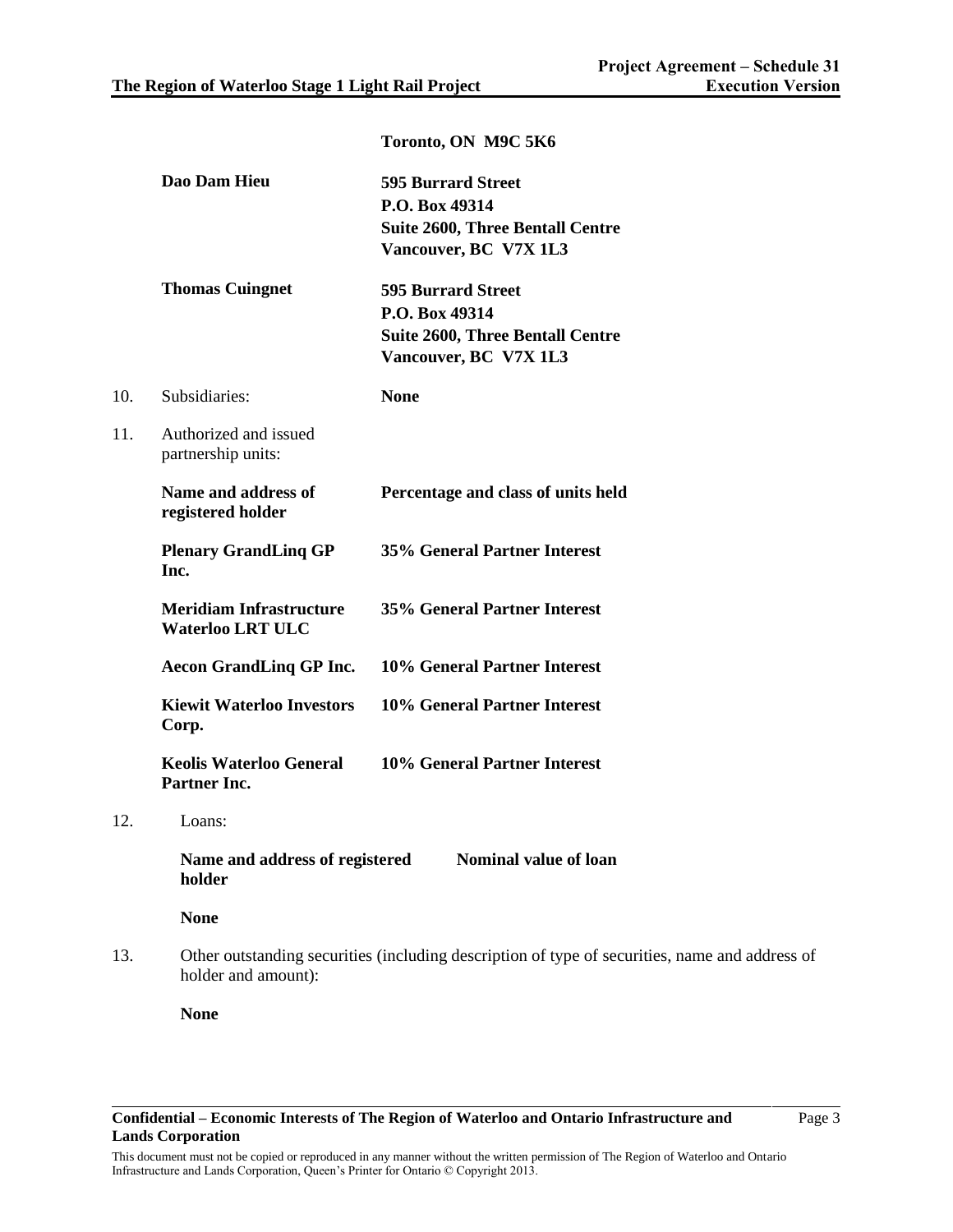**Toronto, ON  M9C 5K6**

| | |
|---|---|
| **Dao Dam Hieu** | **595 Burrard Street**<br>**P.O. Box 49314**<br>**Suite 2600, Three Bentall Centre**<br>**Vancouver, BC  V7X 1L3** |
| **Thomas Cuingnet** | **595 Burrard Street**<br>**P.O. Box 49314**<br>**Suite 2600, Three Bentall Centre**<br>**Vancouver, BC  V7X 1L3** |

10. Subsidiaries: **None**

11. Authorized and issued partnership units:

| Name and address of registered holder | Percentage and class of units held |
|---|---|
| **Plenary GrandLinq GP Inc.** | **35% General Partner Interest** |
| **Meridiam Infrastructure Waterloo LRT ULC** | **35% General Partner Interest** |
| **Aecon GrandLinq GP Inc.** | **10% General Partner Interest** |
| **Kiewit Waterloo Investors Corp.** | **10% General Partner Interest** |
| **Keolis Waterloo General Partner Inc.** | **10% General Partner Interest** |

12. Loans:

| Name and address of registered holder | Nominal value of loan |
|---|---|
| **None** | |

13. Other outstanding securities (including description of type of securities, name and address of holder and amount):

    **None**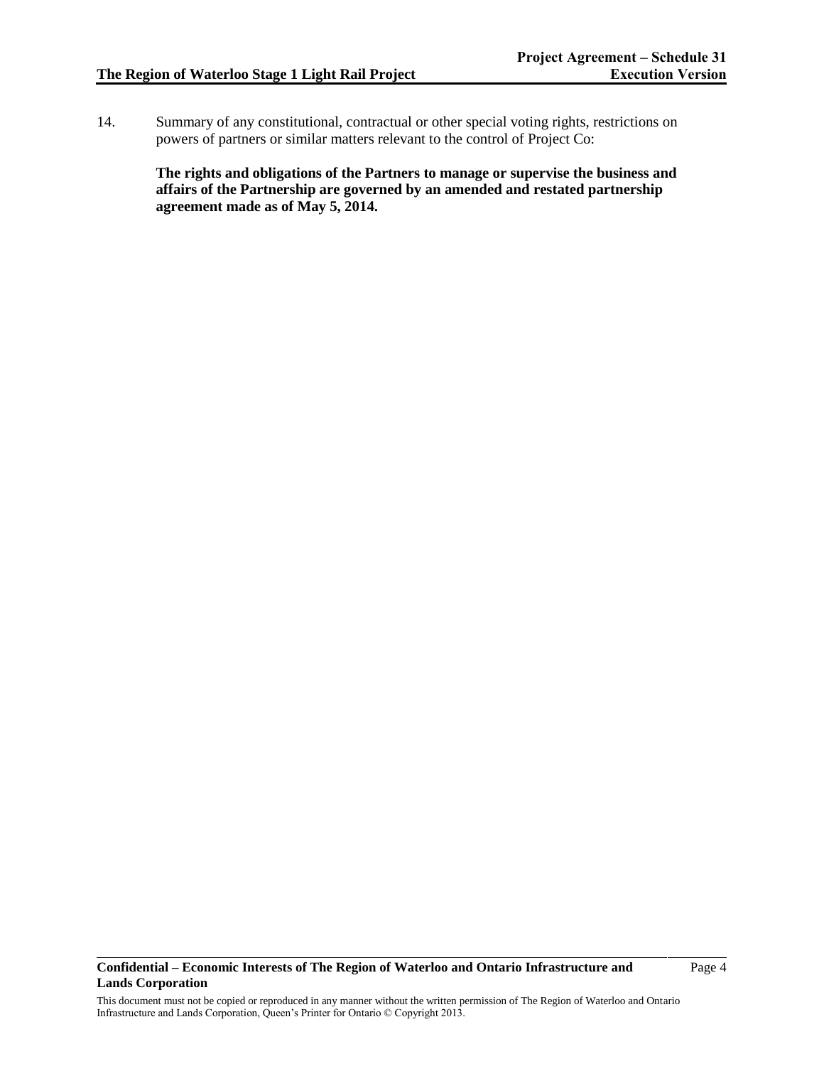14. Summary of any constitutional, contractual or other special voting rights, restrictions on powers of partners or similar matters relevant to the control of Project Co:

    **The rights and obligations of the Partners to manage or supervise the business and affairs of the Partnership are governed by an amended and restated partnership agreement made as of May 5, 2014.**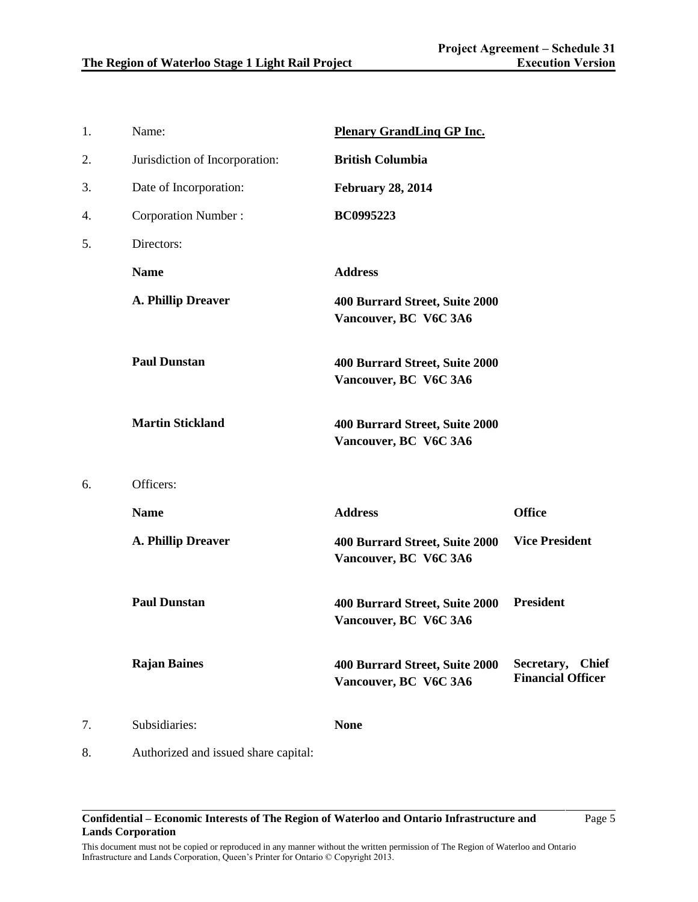1. Name: **Plenary GrandLinq GP Inc.**

2. Jurisdiction of Incorporation: **British Columbia**

3. Date of Incorporation: **February 28, 2014**

4. Corporation Number : **BC0995223**

5. Directors:

| **Name** | **Address** |
|---|---|
| **A. Phillip Dreaver** | **400 Burrard Street, Suite 2000 Vancouver, BC V6C 3A6** |
| **Paul Dunstan** | **400 Burrard Street, Suite 2000 Vancouver, BC V6C 3A6** |
| **Martin Stickland** | **400 Burrard Street, Suite 2000 Vancouver, BC V6C 3A6** |

6. Officers:

| **Name** | **Address** | **Office** |
|---|---|---|
| **A. Phillip Dreaver** | **400 Burrard Street, Suite 2000 Vancouver, BC V6C 3A6** | **Vice President** |
| **Paul Dunstan** | **400 Burrard Street, Suite 2000 Vancouver, BC V6C 3A6** | **President** |
| **Rajan Baines** | **400 Burrard Street, Suite 2000 Vancouver, BC V6C 3A6** | **Secretary, Chief Financial Officer** |

7. Subsidiaries: **None**

8. Authorized and issued share capital:

**Confidential – Economic Interests of The Region of Waterloo and Ontario Infrastructure and Lands Corporation**

This document must not be copied or reproduced in any manner without the written permission of The Region of Waterloo and Ontario Infrastructure and Lands Corporation, Queen's Printer for Ontario © Copyright 2013.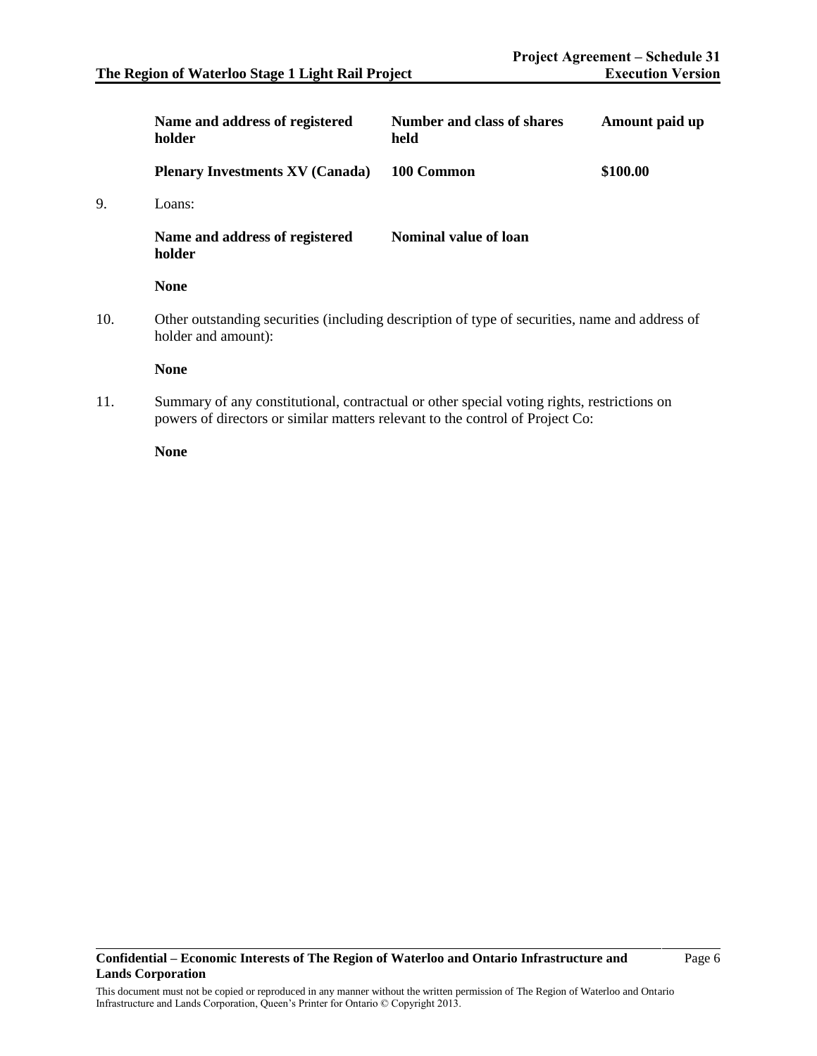| Name and address of registered holder | Number and class of shares held | Amount paid up |
|---|---|---|
| **Plenary Investments XV (Canada)** | **100 Common** | **$100.00** |

9. Loans:

| Name and address of registered holder | Nominal value of loan |
|---|---|
| **None** | |

10. Other outstanding securities (including description of type of securities, name and address of holder and amount):

    **None**

11. Summary of any constitutional, contractual or other special voting rights, restrictions on powers of directors or similar matters relevant to the control of Project Co:

    **None**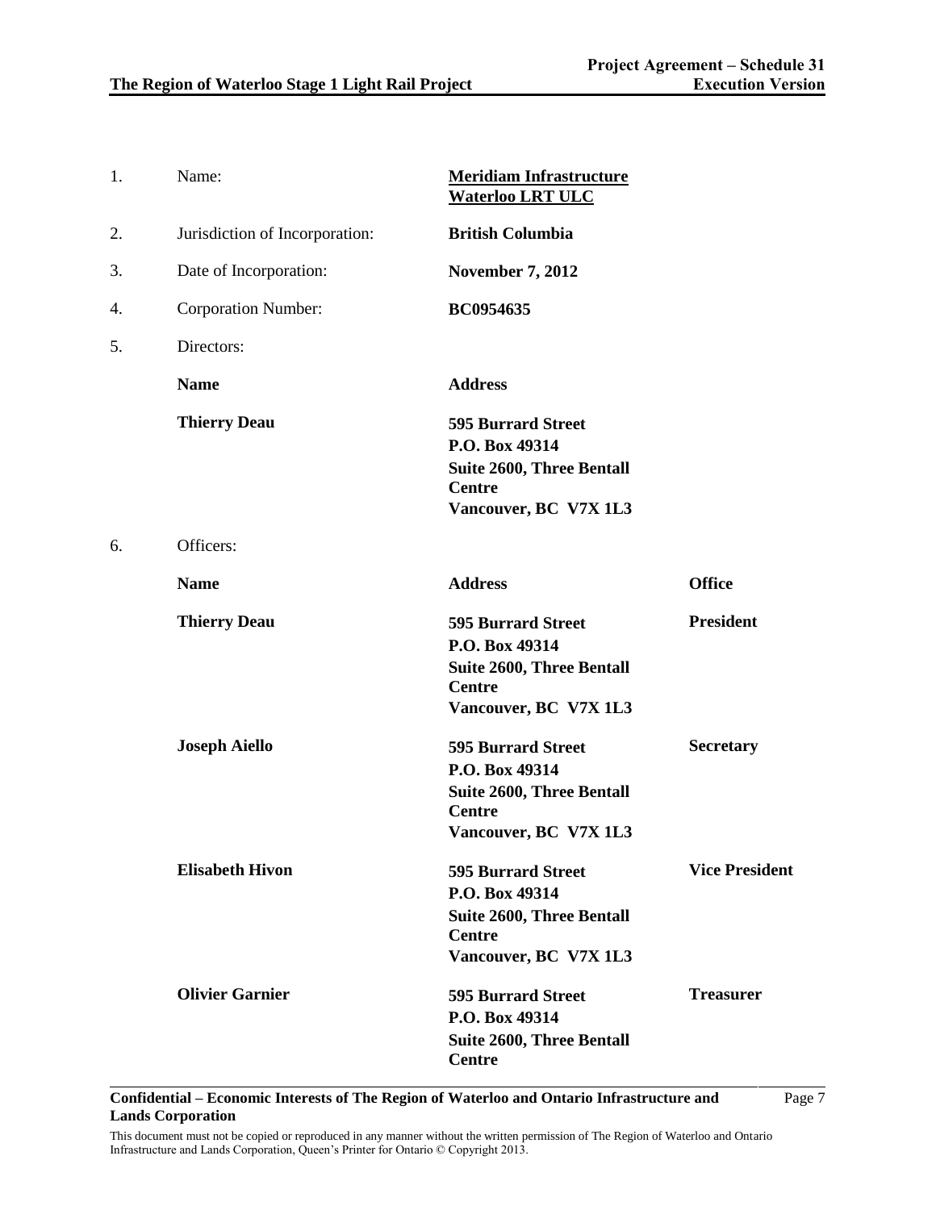1. Name: **Meridiam Infrastructure Waterloo LRT ULC**

2. Jurisdiction of Incorporation: **British Columbia**

3. Date of Incorporation: **November 7, 2012**

4. Corporation Number: **BC0954635**

5. Directors:

| **Name** | **Address** |
|---|---|
| **Thierry Deau** | **595 Burrard Street**<br>**P.O. Box 49314**<br>**Suite 2600, Three Bentall Centre**<br>**Vancouver, BC V7X 1L3** |

6. Officers:

| **Name** | **Address** | **Office** |
|---|---|---|
| **Thierry Deau** | **595 Burrard Street**<br>**P.O. Box 49314**<br>**Suite 2600, Three Bentall Centre**<br>**Vancouver, BC V7X 1L3** | **President** |
| **Joseph Aiello** | **595 Burrard Street**<br>**P.O. Box 49314**<br>**Suite 2600, Three Bentall Centre**<br>**Vancouver, BC V7X 1L3** | **Secretary** |
| **Elisabeth Hivon** | **595 Burrard Street**<br>**P.O. Box 49314**<br>**Suite 2600, Three Bentall Centre**<br>**Vancouver, BC V7X 1L3** | **Vice President** |
| **Olivier Garnier** | **595 Burrard Street**<br>**P.O. Box 49314**<br>**Suite 2600, Three Bentall Centre** | **Treasurer** |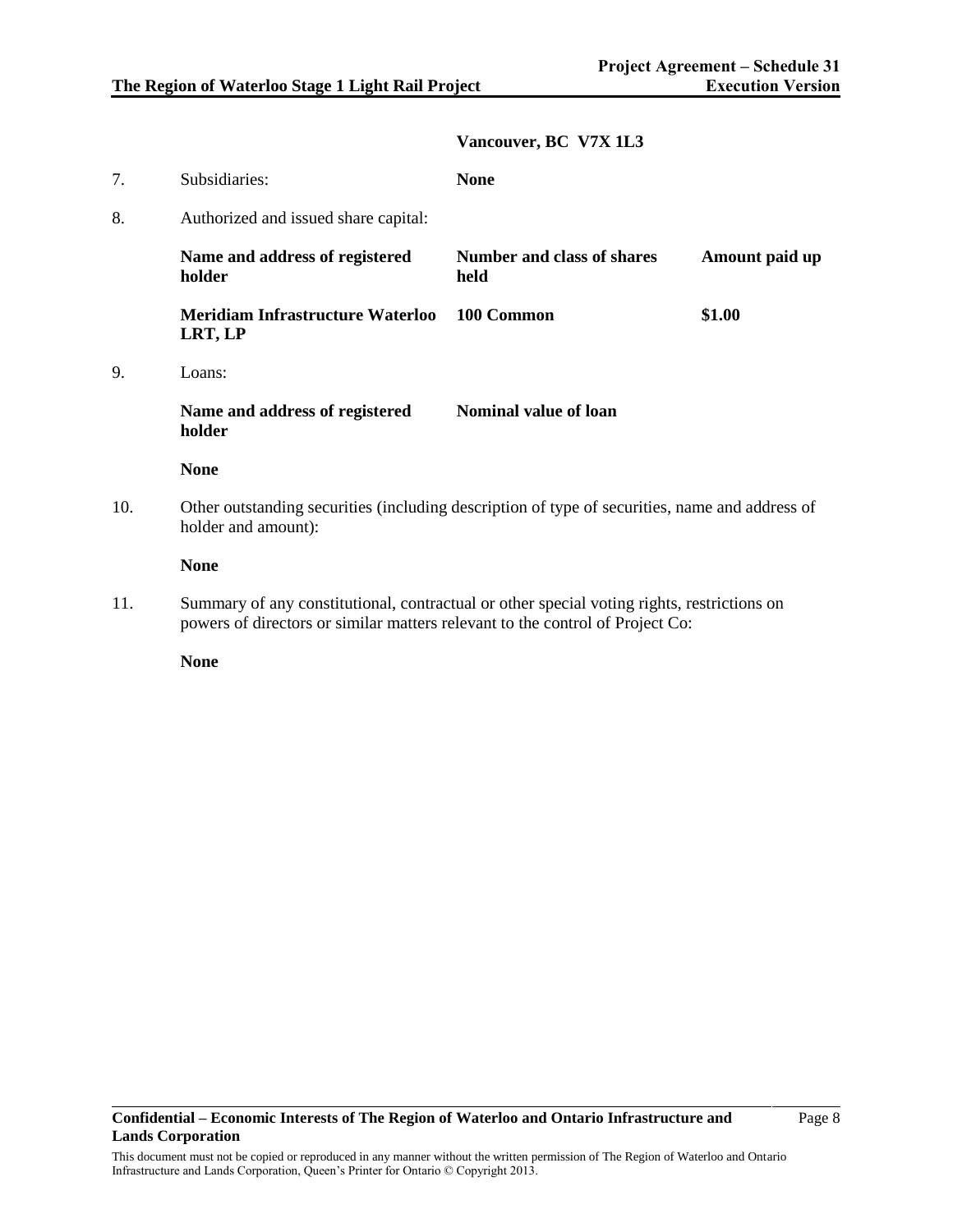**Vancouver, BC V7X 1L3**

7. Subsidiaries: **None**

8. Authorized and issued share capital:

| Name and address of registered holder | Number and class of shares held | Amount paid up |
|---|---|---|
| **Meridiam Infrastructure Waterloo LRT, LP** | **100 Common** | **$1.00** |

9. Loans:

| Name and address of registered holder | Nominal value of loan |
|---|---|
| **None** | |

10. Other outstanding securities (including description of type of securities, name and address of holder and amount):

    **None**

11. Summary of any constitutional, contractual or other special voting rights, restrictions on powers of directors or similar matters relevant to the control of Project Co:

    **None**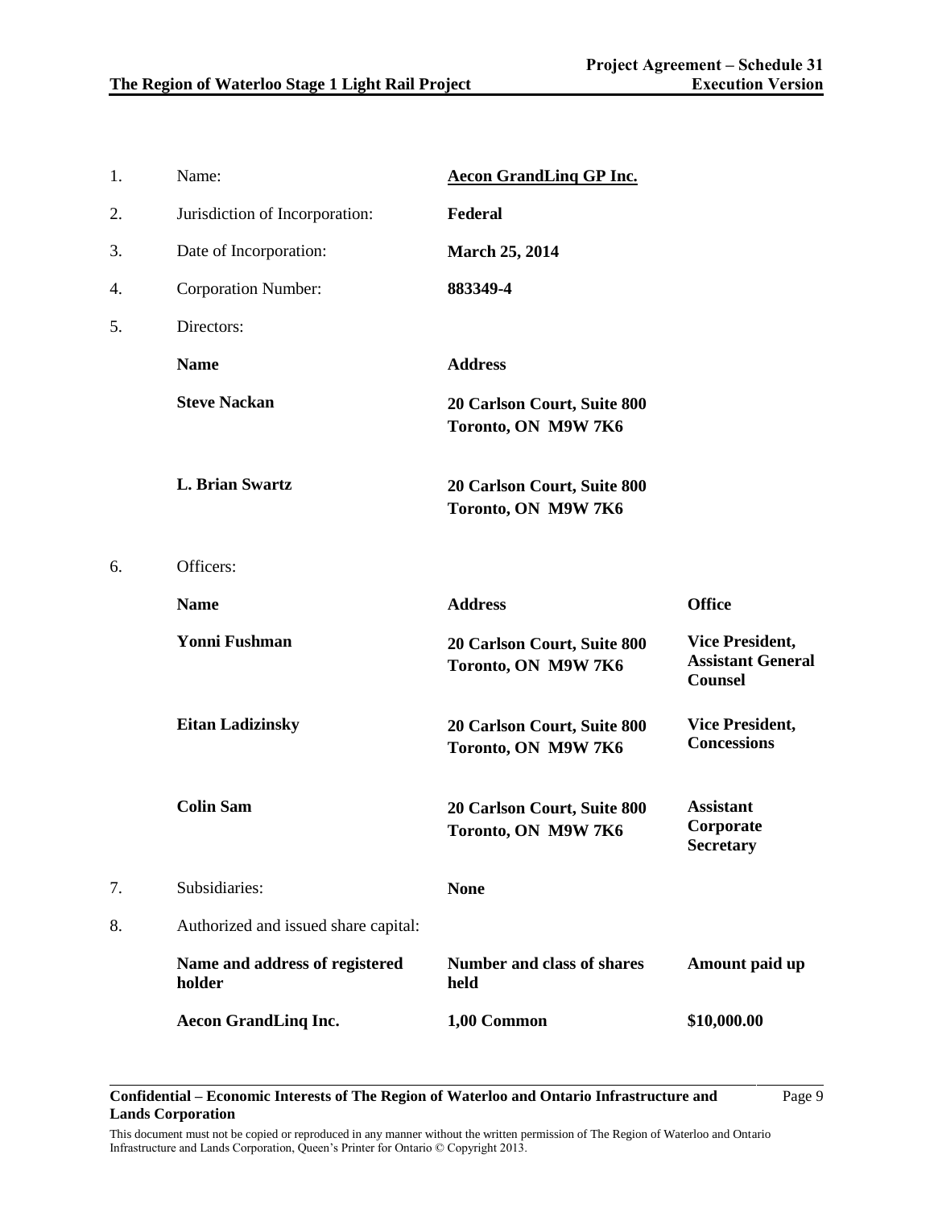1. Name: **Aecon GrandLinq GP Inc.**
2. Jurisdiction of Incorporation: **Federal**
3. Date of Incorporation: **March 25, 2014**
4. Corporation Number: **883349-4**
5. Directors:

| Name | Address |
|---|---|
| **Steve Nackan** | **20 Carlson Court, Suite 800 Toronto, ON M9W 7K6** |
| **L. Brian Swartz** | **20 Carlson Court, Suite 800 Toronto, ON M9W 7K6** |

6. Officers:

| Name | Address | Office |
|---|---|---|
| **Yonni Fushman** | **20 Carlson Court, Suite 800 Toronto, ON M9W 7K6** | **Vice President, Assistant General Counsel** |
| **Eitan Ladizinsky** | **20 Carlson Court, Suite 800 Toronto, ON M9W 7K6** | **Vice President, Concessions** |
| **Colin Sam** | **20 Carlson Court, Suite 800 Toronto, ON M9W 7K6** | **Assistant Corporate Secretary** |

7. Subsidiaries: **None**
8. Authorized and issued share capital:

| Name and address of registered holder | Number and class of shares held | Amount paid up |
|---|---|---|
| **Aecon GrandLinq Inc.** | **1,00 Common** | **$10,000.00** |

**Confidential – Economic Interests of The Region of Waterloo and Ontario Infrastructure and Lands Corporation**

This document must not be copied or reproduced in any manner without the written permission of The Region of Waterloo and Ontario Infrastructure and Lands Corporation, Queen's Printer for Ontario © Copyright 2013.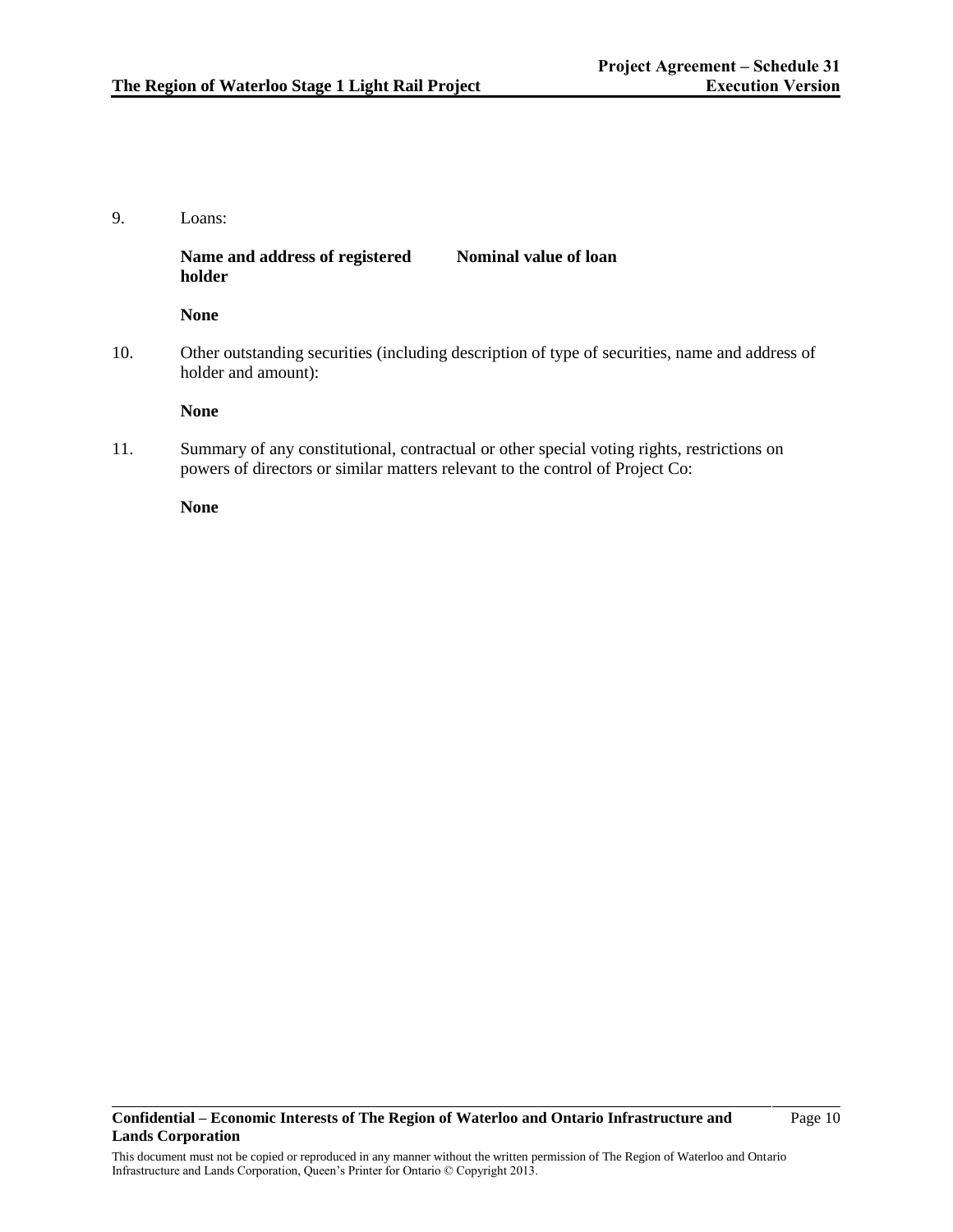9. Loans:

| Name and address of registered holder | Nominal value of loan |
| --- | --- |
| None | |

10. Other outstanding securities (including description of type of securities, name and address of holder and amount):

    **None**

11. Summary of any constitutional, contractual or other special voting rights, restrictions on powers of directors or similar matters relevant to the control of Project Co:

    **None**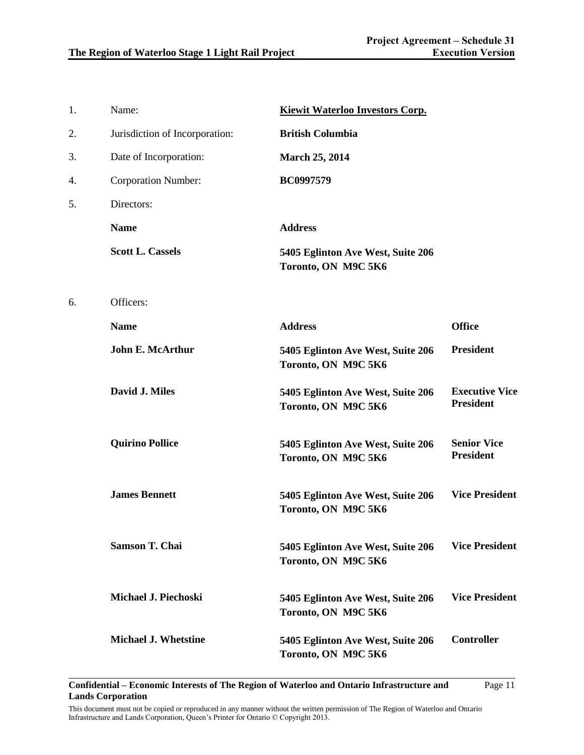1. Name: **Kiewit Waterloo Investors Corp.**
2. Jurisdiction of Incorporation: **British Columbia**
3. Date of Incorporation: **March 25, 2014**
4. Corporation Number: **BC0997579**
5. Directors:

| Name | Address |
|---|---|
| **Scott L. Cassels** | **5405 Eglinton Ave West, Suite 206 Toronto, ON M9C 5K6** |

6. Officers:

| Name | Address | Office |
|---|---|---|
| **John E. McArthur** | **5405 Eglinton Ave West, Suite 206 Toronto, ON M9C 5K6** | **President** |
| **David J. Miles** | **5405 Eglinton Ave West, Suite 206 Toronto, ON M9C 5K6** | **Executive Vice President** |
| **Quirino Pollice** | **5405 Eglinton Ave West, Suite 206 Toronto, ON M9C 5K6** | **Senior Vice President** |
| **James Bennett** | **5405 Eglinton Ave West, Suite 206 Toronto, ON M9C 5K6** | **Vice President** |
| **Samson T. Chai** | **5405 Eglinton Ave West, Suite 206 Toronto, ON M9C 5K6** | **Vice President** |
| **Michael J. Piechoski** | **5405 Eglinton Ave West, Suite 206 Toronto, ON M9C 5K6** | **Vice President** |
| **Michael J. Whetstine** | **5405 Eglinton Ave West, Suite 206 Toronto, ON M9C 5K6** | **Controller** |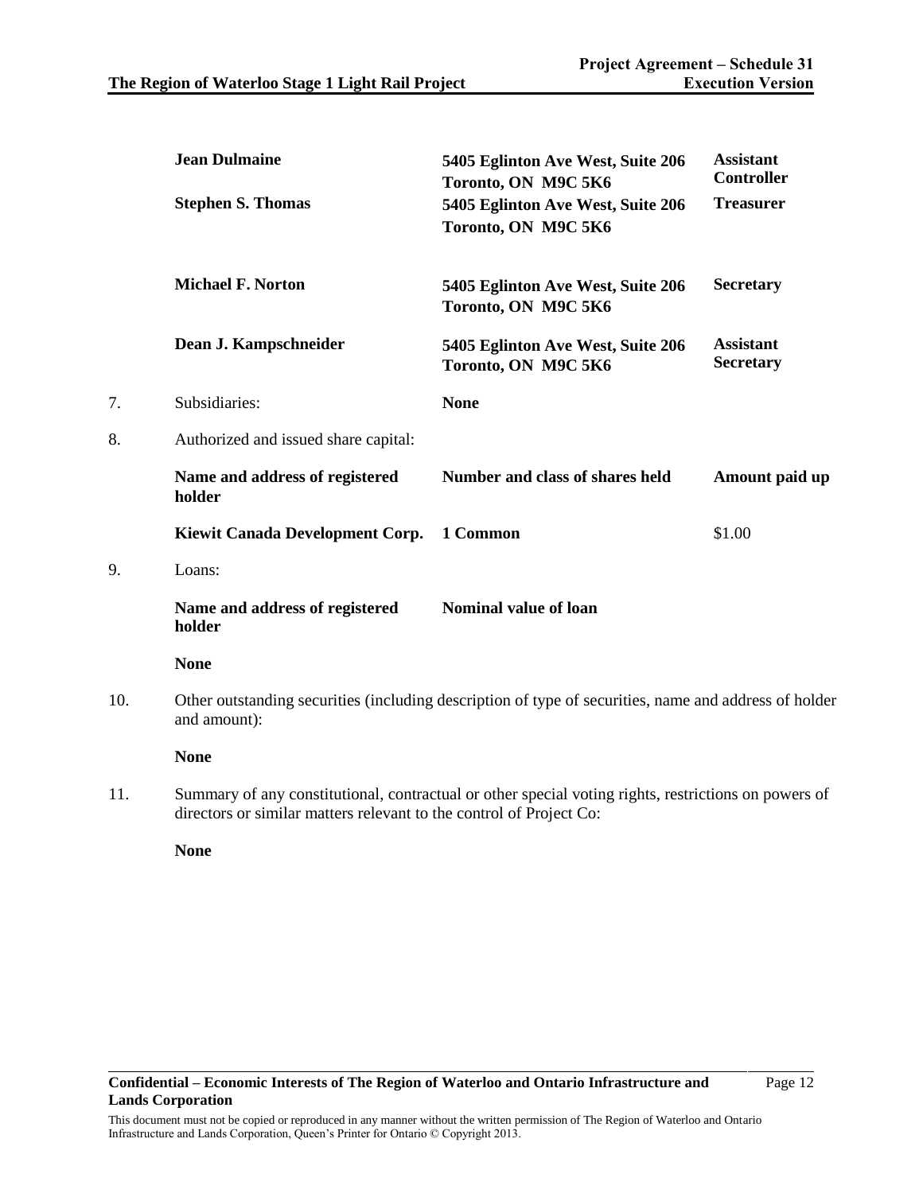| | | |
|---|---|---|
| **Jean Dulmaine** | **5405 Eglinton Ave West, Suite 206 Toronto, ON M9C 5K6** | **Assistant Controller** |
| **Stephen S. Thomas** | **5405 Eglinton Ave West, Suite 206 Toronto, ON M9C 5K6** | **Treasurer** |
| **Michael F. Norton** | **5405 Eglinton Ave West, Suite 206 Toronto, ON M9C 5K6** | **Secretary** |
| **Dean J. Kampschneider** | **5405 Eglinton Ave West, Suite 206 Toronto, ON M9C 5K6** | **Assistant Secretary** |

7. Subsidiaries: **None**

8. Authorized and issued share capital:

| Name and address of registered holder | Number and class of shares held | Amount paid up |
|---|---|---|
| **Kiewit Canada Development Corp.** | **1 Common** | $1.00 |

9. Loans:

| Name and address of registered holder | Nominal value of loan |
|---|---|
| **None** | |

10. Other outstanding securities (including description of type of securities, name and address of holder and amount):

    **None**

11. Summary of any constitutional, contractual or other special voting rights, restrictions on powers of directors or similar matters relevant to the control of Project Co:

    **None**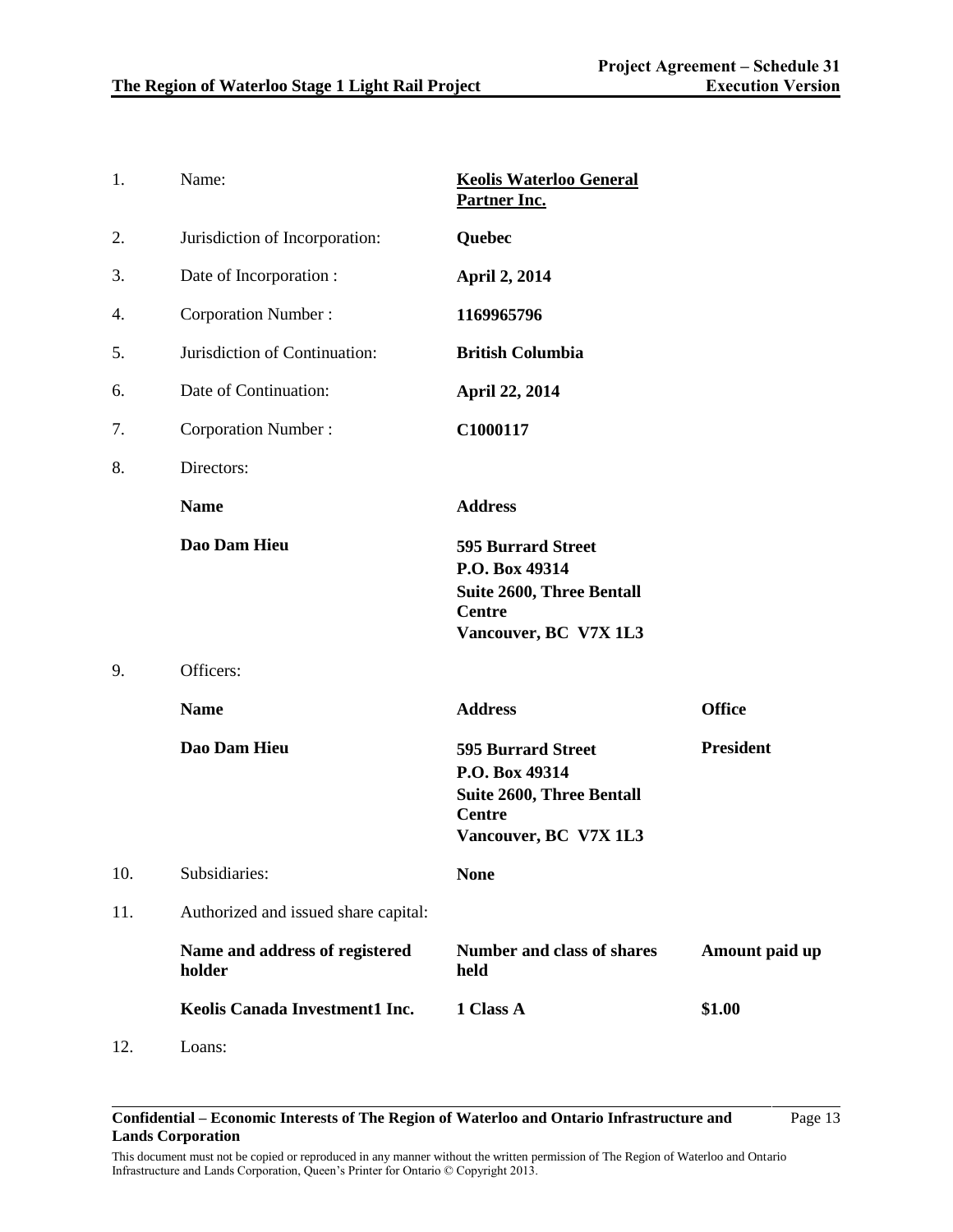1. Name: **<u>Keolis Waterloo General Partner Inc.</u>**

2. Jurisdiction of Incorporation: **Quebec**

3. Date of Incorporation : **April 2, 2014**

4. Corporation Number : **1169965796**

5. Jurisdiction of Continuation: **British Columbia**

6. Date of Continuation: **April 22, 2014**

7. Corporation Number : **C1000117**

8. Directors:

| **Name** | **Address** |
|---|---|
| **Dao Dam Hieu** | **595 Burrard Street**<br>**P.O. Box 49314**<br>**Suite 2600, Three Bentall Centre**<br>**Vancouver, BC V7X 1L3** |

9. Officers:

| **Name** | **Address** | **Office** |
|---|---|---|
| **Dao Dam Hieu** | **595 Burrard Street**<br>**P.O. Box 49314**<br>**Suite 2600, Three Bentall Centre**<br>**Vancouver, BC V7X 1L3** | **President** |

10. Subsidiaries: **None**

11. Authorized and issued share capital:

| **Name and address of registered holder** | **Number and class of shares held** | **Amount paid up** |
|---|---|---|
| **Keolis Canada Investment1 Inc.** | **1 Class A** | **$1.00** |

12. Loans: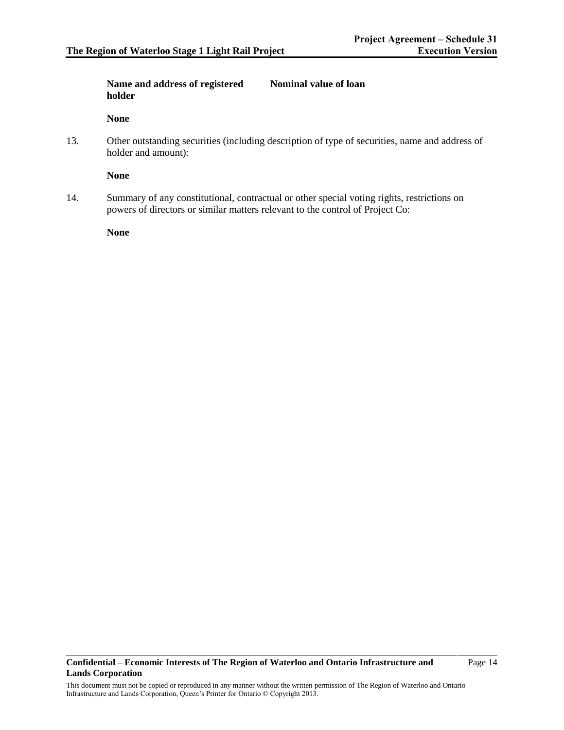| **Name and address of registered holder** | **Nominal value of loan** |
| --- | --- |
| **None** | |

13. Other outstanding securities (including description of type of securities, name and address of holder and amount):

    **None**

14. Summary of any constitutional, contractual or other special voting rights, restrictions on powers of directors or similar matters relevant to the control of Project Co:

    **None**